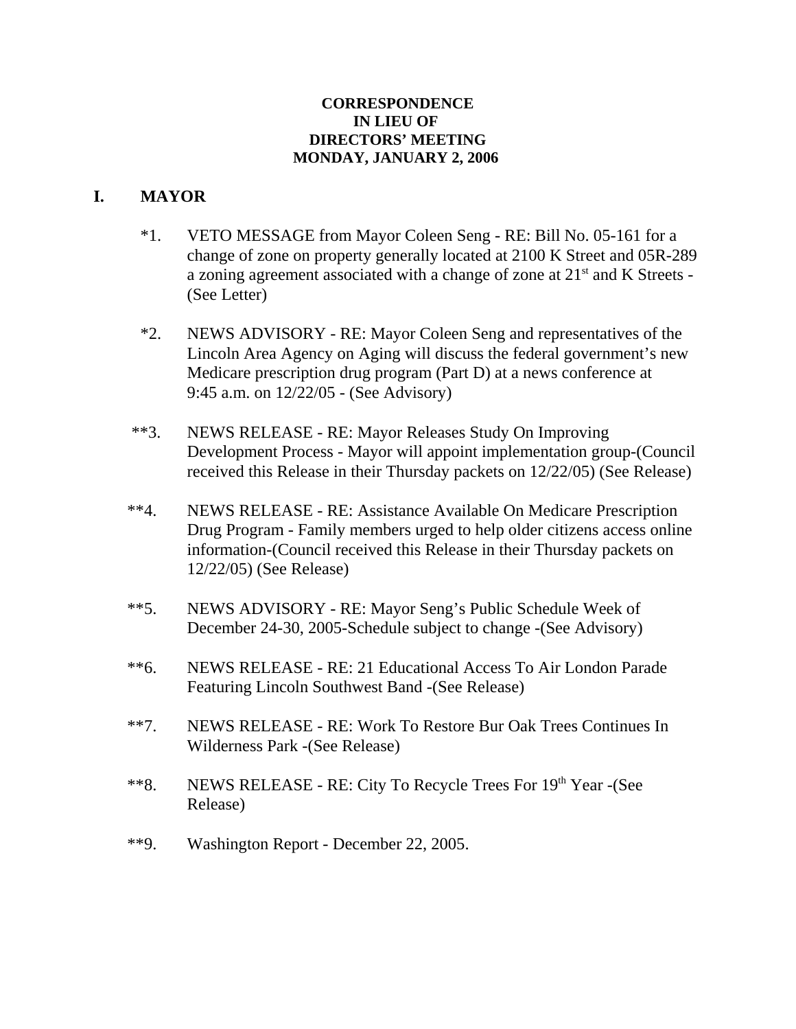**CORRESPONDENCE**
**IN LIEU OF**
**DIRECTORS' MEETING**
**MONDAY, JANUARY 2, 2006**

## I. MAYOR

*1. VETO MESSAGE from Mayor Coleen Seng - RE: Bill No. 05-161 for a change of zone on property generally located at 2100 K Street and 05R-289 a zoning agreement associated with a change of zone at 21st and K Streets - (See Letter)

*2. NEWS ADVISORY - RE: Mayor Coleen Seng and representatives of the Lincoln Area Agency on Aging will discuss the federal government's new Medicare prescription drug program (Part D) at a news conference at 9:45 a.m. on 12/22/05 - (See Advisory)

**3. NEWS RELEASE - RE: Mayor Releases Study On Improving Development Process - Mayor will appoint implementation group-(Council received this Release in their Thursday packets on 12/22/05) (See Release)

**4. NEWS RELEASE - RE: Assistance Available On Medicare Prescription Drug Program - Family members urged to help older citizens access online information-(Council received this Release in their Thursday packets on 12/22/05) (See Release)

**5. NEWS ADVISORY - RE: Mayor Seng's Public Schedule Week of December 24-30, 2005-Schedule subject to change -(See Advisory)

**6. NEWS RELEASE - RE: 21 Educational Access To Air London Parade Featuring Lincoln Southwest Band -(See Release)

**7. NEWS RELEASE - RE: Work To Restore Bur Oak Trees Continues In Wilderness Park -(See Release)

**8. NEWS RELEASE - RE: City To Recycle Trees For 19th Year -(See Release)

**9. Washington Report - December 22, 2005.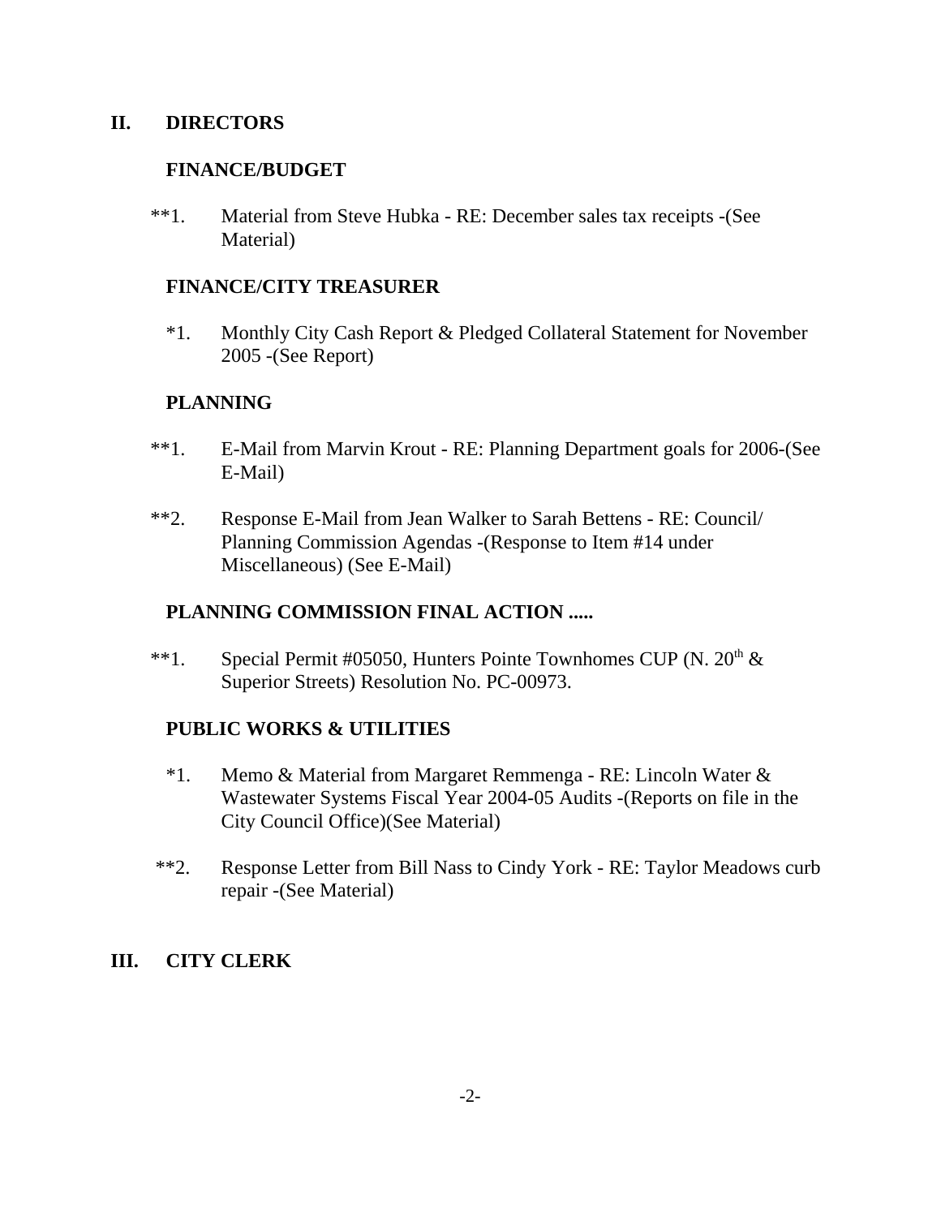## II. DIRECTORS

### FINANCE/BUDGET

**1. Material from Steve Hubka - RE: December sales tax receipts -(See Material)

### FINANCE/CITY TREASURER

*1. Monthly City Cash Report & Pledged Collateral Statement for November 2005 -(See Report)

### PLANNING

**1. E-Mail from Marvin Krout - RE: Planning Department goals for 2006-(See E-Mail)

**2. Response E-Mail from Jean Walker to Sarah Bettens - RE: Council/ Planning Commission Agendas -(Response to Item #14 under Miscellaneous) (See E-Mail)

### PLANNING COMMISSION FINAL ACTION .....

**1. Special Permit #05050, Hunters Pointe Townhomes CUP (N. 20th & Superior Streets) Resolution No. PC-00973.

### PUBLIC WORKS & UTILITIES

*1. Memo & Material from Margaret Remmenga - RE: Lincoln Water & Wastewater Systems Fiscal Year 2004-05 Audits -(Reports on file in the City Council Office)(See Material)

**2. Response Letter from Bill Nass to Cindy York - RE: Taylor Meadows curb repair -(See Material)

## III. CITY CLERK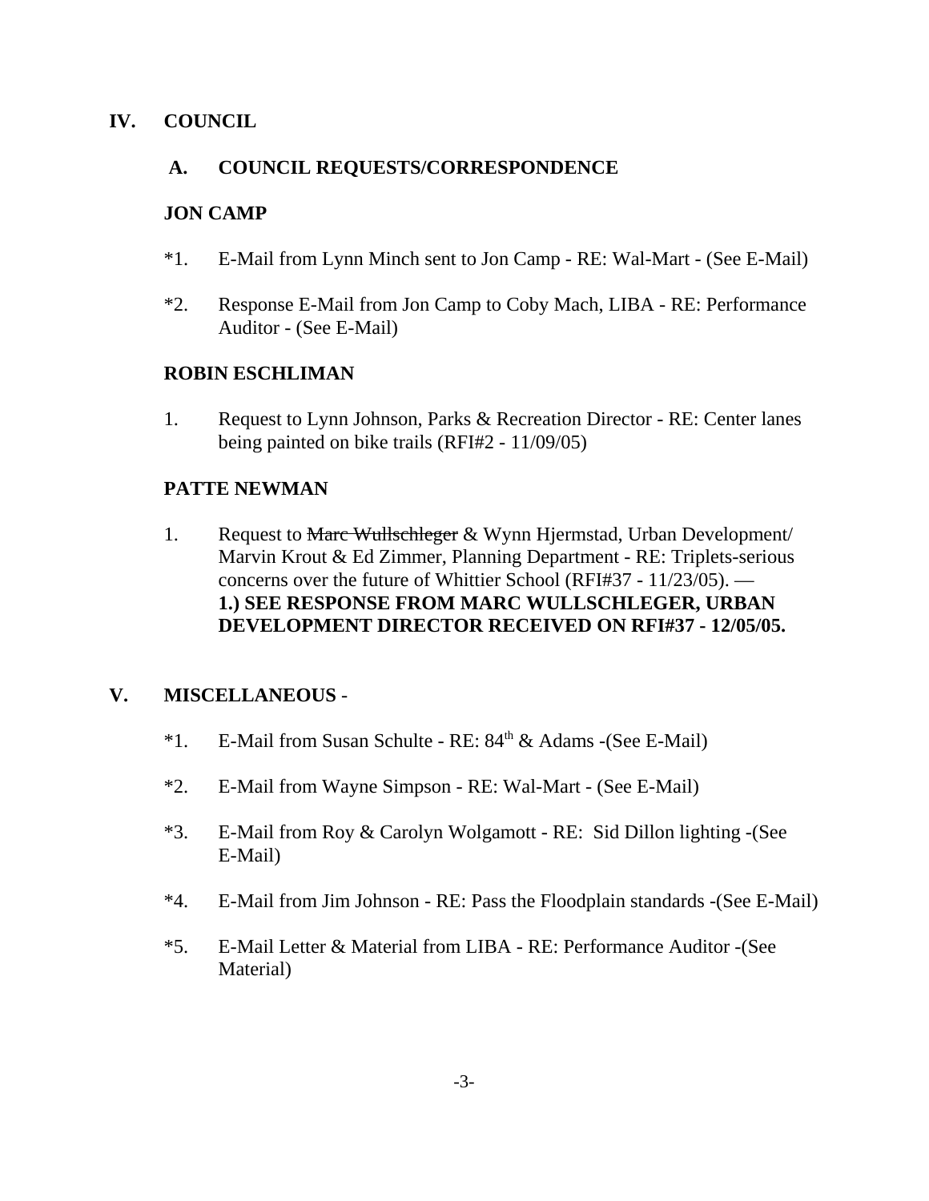## IV. COUNCIL

### A. COUNCIL REQUESTS/CORRESPONDENCE

**JON CAMP**

*1. E-Mail from Lynn Minch sent to Jon Camp - RE: Wal-Mart - (See E-Mail)

*2. Response E-Mail from Jon Camp to Coby Mach, LIBA - RE: Performance Auditor - (See E-Mail)

**ROBIN ESCHLIMAN**

1. Request to Lynn Johnson, Parks & Recreation Director - RE: Center lanes being painted on bike trails (RFI#2 - 11/09/05)

**PATTE NEWMAN**

1. Request to ~~Marc Wullschleger~~ & Wynn Hjermstad, Urban Development/ Marvin Krout & Ed Zimmer, Planning Department - RE: Triplets-serious concerns over the future of Whittier School (RFI#37 - 11/23/05). — **1.) SEE RESPONSE FROM MARC WULLSCHLEGER, URBAN DEVELOPMENT DIRECTOR RECEIVED ON RFI#37 - 12/05/05.**

## V. MISCELLANEOUS -

*1. E-Mail from Susan Schulte - RE: 84th & Adams -(See E-Mail)

*2. E-Mail from Wayne Simpson - RE: Wal-Mart - (See E-Mail)

*3. E-Mail from Roy & Carolyn Wolgamott - RE: Sid Dillon lighting -(See E-Mail)

*4. E-Mail from Jim Johnson - RE: Pass the Floodplain standards -(See E-Mail)

*5. E-Mail Letter & Material from LIBA - RE: Performance Auditor -(See Material)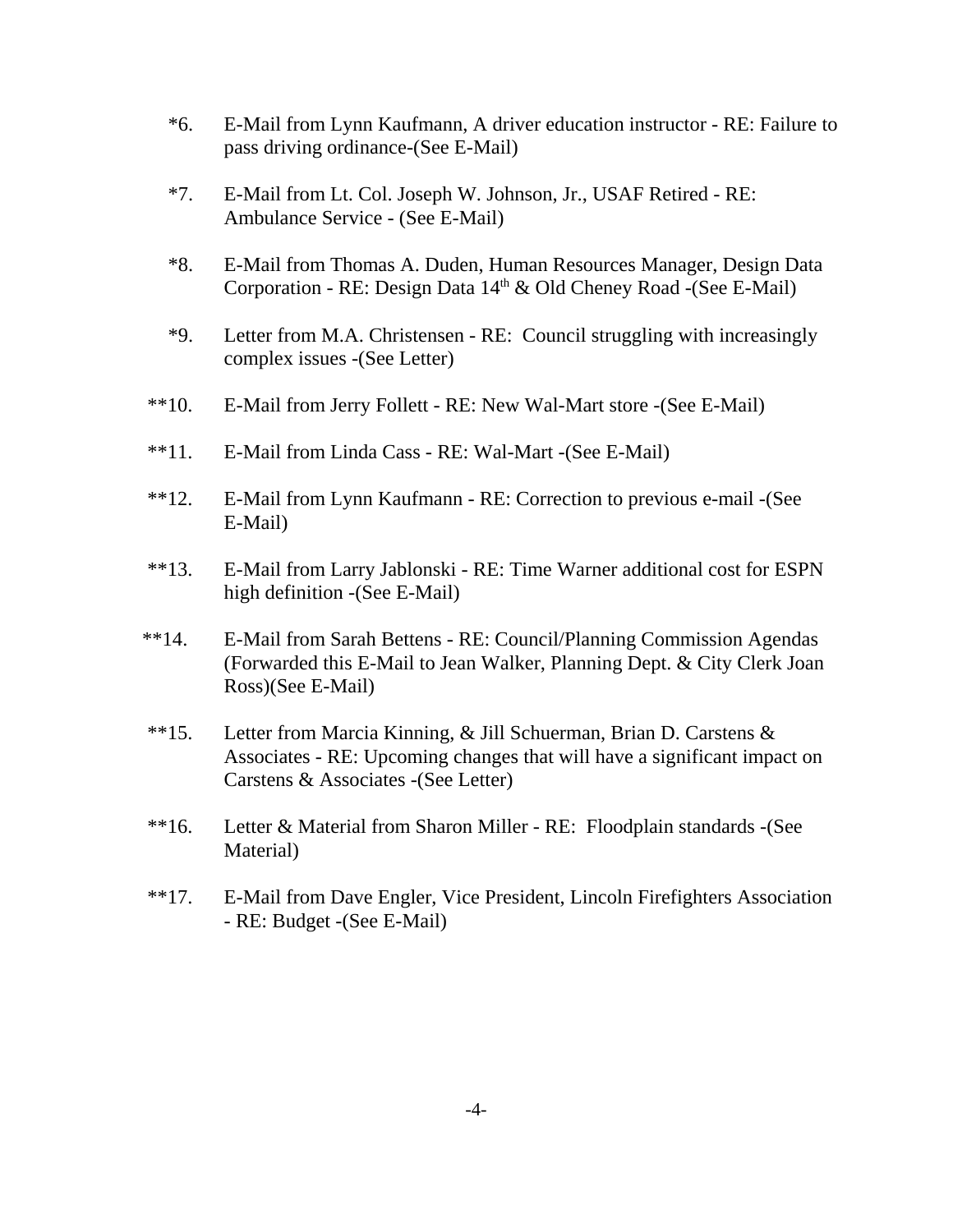*6. E-Mail from Lynn Kaufmann, A driver education instructor - RE: Failure to pass driving ordinance-(See E-Mail)

*7. E-Mail from Lt. Col. Joseph W. Johnson, Jr., USAF Retired - RE: Ambulance Service - (See E-Mail)

*8. E-Mail from Thomas A. Duden, Human Resources Manager, Design Data Corporation - RE: Design Data 14th & Old Cheney Road -(See E-Mail)

*9. Letter from M.A. Christensen - RE: Council struggling with increasingly complex issues -(See Letter)

**10. E-Mail from Jerry Follett - RE: New Wal-Mart store -(See E-Mail)

**11. E-Mail from Linda Cass - RE: Wal-Mart -(See E-Mail)

**12. E-Mail from Lynn Kaufmann - RE: Correction to previous e-mail -(See E-Mail)

**13. E-Mail from Larry Jablonski - RE: Time Warner additional cost for ESPN high definition -(See E-Mail)

**14. E-Mail from Sarah Bettens - RE: Council/Planning Commission Agendas (Forwarded this E-Mail to Jean Walker, Planning Dept. & City Clerk Joan Ross)(See E-Mail)

**15. Letter from Marcia Kinning, & Jill Schuerman, Brian D. Carstens & Associates - RE: Upcoming changes that will have a significant impact on Carstens & Associates -(See Letter)

**16. Letter & Material from Sharon Miller - RE: Floodplain standards -(See Material)

**17. E-Mail from Dave Engler, Vice President, Lincoln Firefighters Association - RE: Budget -(See E-Mail)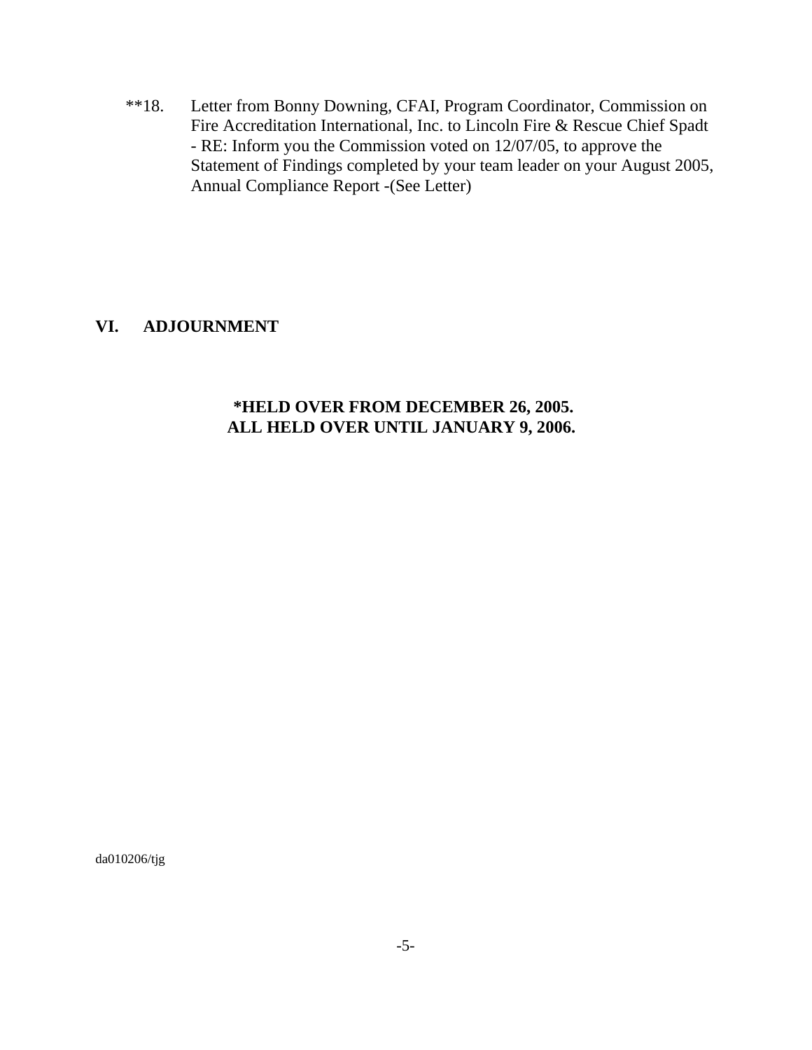**18. Letter from Bonny Downing, CFAI, Program Coordinator, Commission on Fire Accreditation International, Inc. to Lincoln Fire & Rescue Chief Spadt - RE: Inform you the Commission voted on 12/07/05, to approve the Statement of Findings completed by your team leader on your August 2005, Annual Compliance Report -(See Letter)

## VI. ADJOURNMENT

**\*HELD OVER FROM DECEMBER 26, 2005.**
**ALL HELD OVER UNTIL JANUARY 9, 2006.**

da010206/tjg